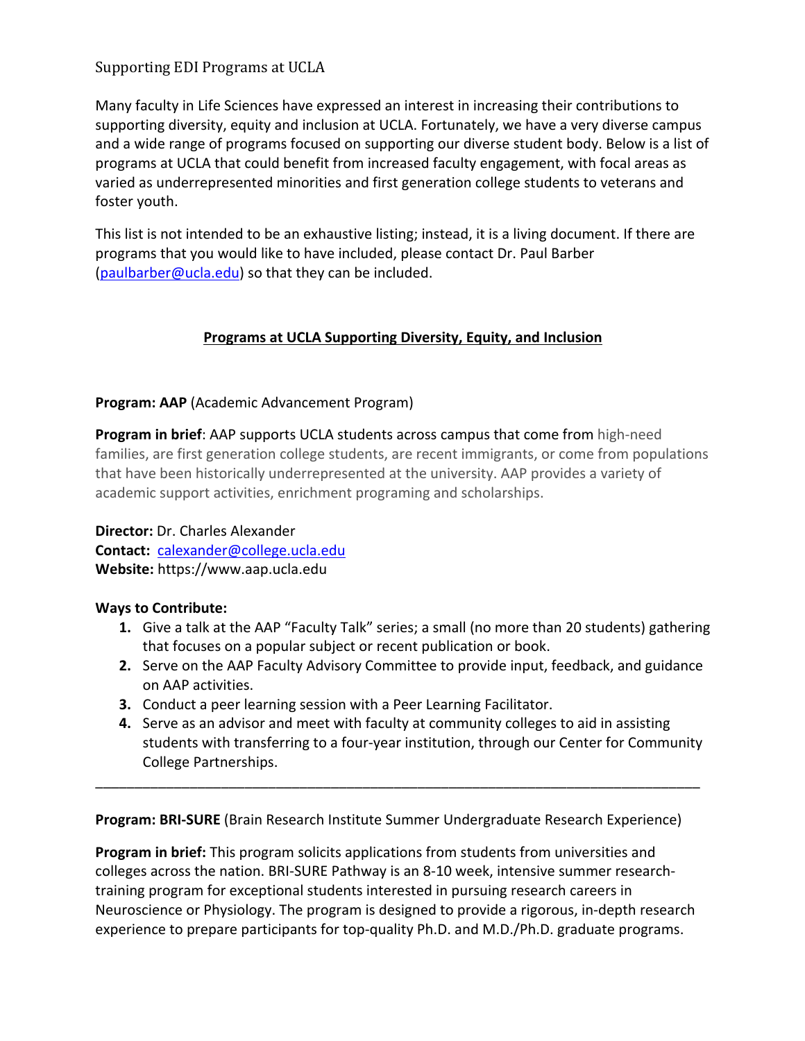Supporting EDI Programs at UCLA

Many faculty in Life Sciences have expressed an interest in increasing their contributions to supporting diversity, equity and inclusion at UCLA. Fortunately, we have a very diverse campus and a wide range of programs focused on supporting our diverse student body. Below is a list of programs at UCLA that could benefit from increased faculty engagement, with focal areas as varied as underrepresented minorities and first generation college students to veterans and foster youth.

This list is not intended to be an exhaustive listing; instead, it is a living document. If there are programs that you would like to have included, please contact Dr. Paul Barber (paulbarber@ucla.edu) so that they can be included.

## Programs at UCLA Supporting Diversity, Equity, and Inclusion

**Program: AAP** (Academic Advancement Program)

**Program in brief**: AAP supports UCLA students across campus that come from high-need families, are first generation college students, are recent immigrants, or come from populations that have been historically underrepresented at the university. AAP provides a variety of academic support activities, enrichment programing and scholarships.

**Director:** Dr. Charles Alexander
**Contact:** calexander@college.ucla.edu
**Website:** https://www.aap.ucla.edu

**Ways to Contribute:**

1. Give a talk at the AAP "Faculty Talk" series; a small (no more than 20 students) gathering that focuses on a popular subject or recent publication or book.
2. Serve on the AAP Faculty Advisory Committee to provide input, feedback, and guidance on AAP activities.
3. Conduct a peer learning session with a Peer Learning Facilitator.
4. Serve as an advisor and meet with faculty at community colleges to aid in assisting students with transferring to a four-year institution, through our Center for Community College Partnerships.

---

**Program: BRI-SURE** (Brain Research Institute Summer Undergraduate Research Experience)

**Program in brief:** This program solicits applications from students from universities and colleges across the nation. BRI-SURE Pathway is an 8-10 week, intensive summer research-training program for exceptional students interested in pursuing research careers in Neuroscience or Physiology. The program is designed to provide a rigorous, in-depth research experience to prepare participants for top-quality Ph.D. and M.D./Ph.D. graduate programs.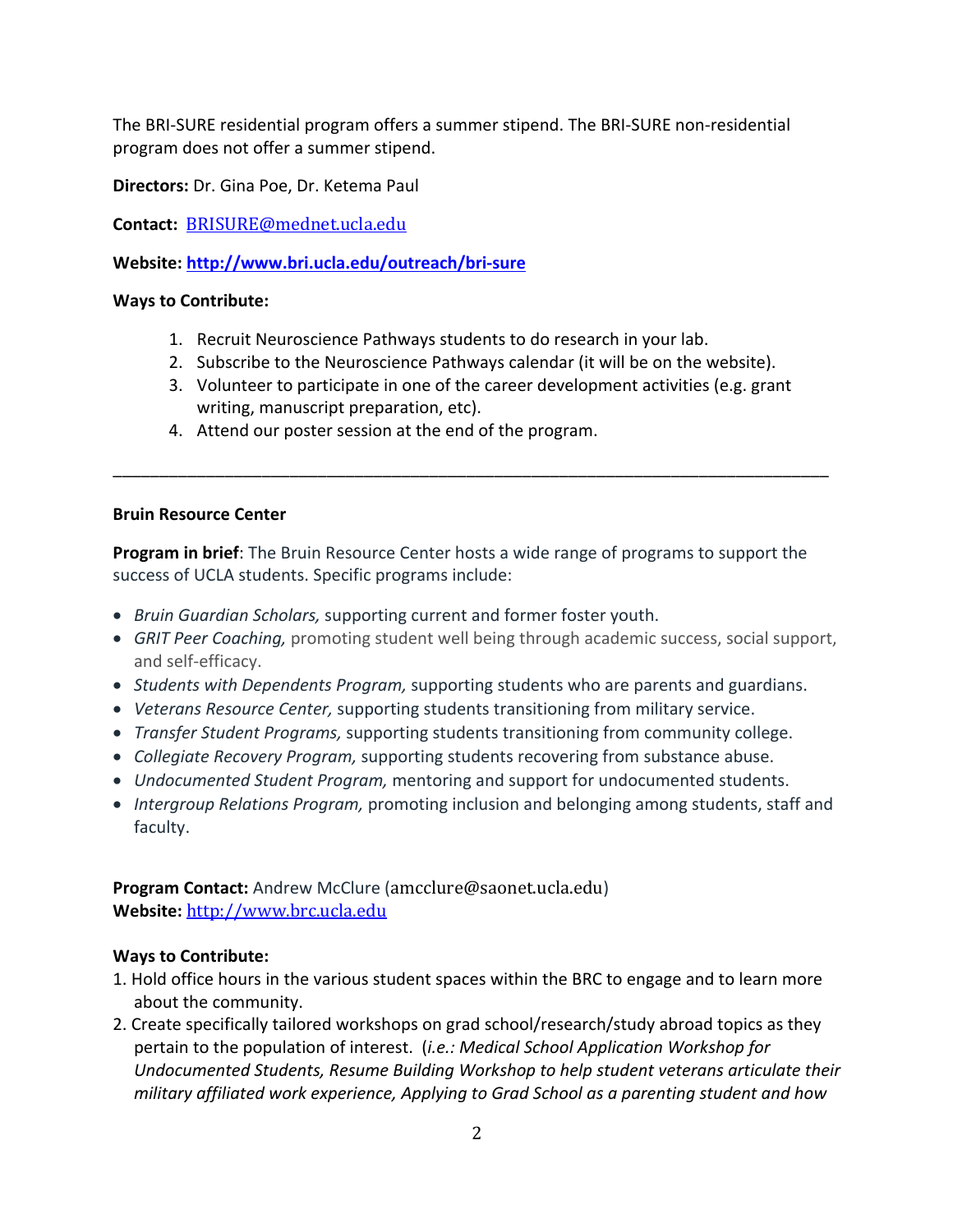The BRI-SURE residential program offers a summer stipend. The BRI-SURE non-residential program does not offer a summer stipend.

**Directors:** Dr. Gina Poe, Dr. Ketema Paul

**Contact:** BRISURE@mednet.ucla.edu

**Website: http://www.bri.ucla.edu/outreach/bri-sure**

**Ways to Contribute:**

1. Recruit Neuroscience Pathways students to do research in your lab.
2. Subscribe to the Neuroscience Pathways calendar (it will be on the website).
3. Volunteer to participate in one of the career development activities (e.g. grant writing, manuscript preparation, etc).
4. Attend our poster session at the end of the program.

---

**Bruin Resource Center**

**Program in brief**: The Bruin Resource Center hosts a wide range of programs to support the success of UCLA students. Specific programs include:

- *Bruin Guardian Scholars,* supporting current and former foster youth.
- *GRIT Peer Coaching,* promoting student well being through academic success, social support, and self-efficacy.
- *Students with Dependents Program,* supporting students who are parents and guardians.
- *Veterans Resource Center,* supporting students transitioning from military service.
- *Transfer Student Programs,* supporting students transitioning from community college.
- *Collegiate Recovery Program,* supporting students recovering from substance abuse.
- *Undocumented Student Program,* mentoring and support for undocumented students.
- *Intergroup Relations Program,* promoting inclusion and belonging among students, staff and faculty.

**Program Contact:** Andrew McClure (amcclure@saonet.ucla.edu)
**Website:** http://www.brc.ucla.edu

**Ways to Contribute:**

1. Hold office hours in the various student spaces within the BRC to engage and to learn more about the community.
2. Create specifically tailored workshops on grad school/research/study abroad topics as they pertain to the population of interest. (*i.e.: Medical School Application Workshop for Undocumented Students, Resume Building Workshop to help student veterans articulate their military affiliated work experience, Applying to Grad School as a parenting student and how*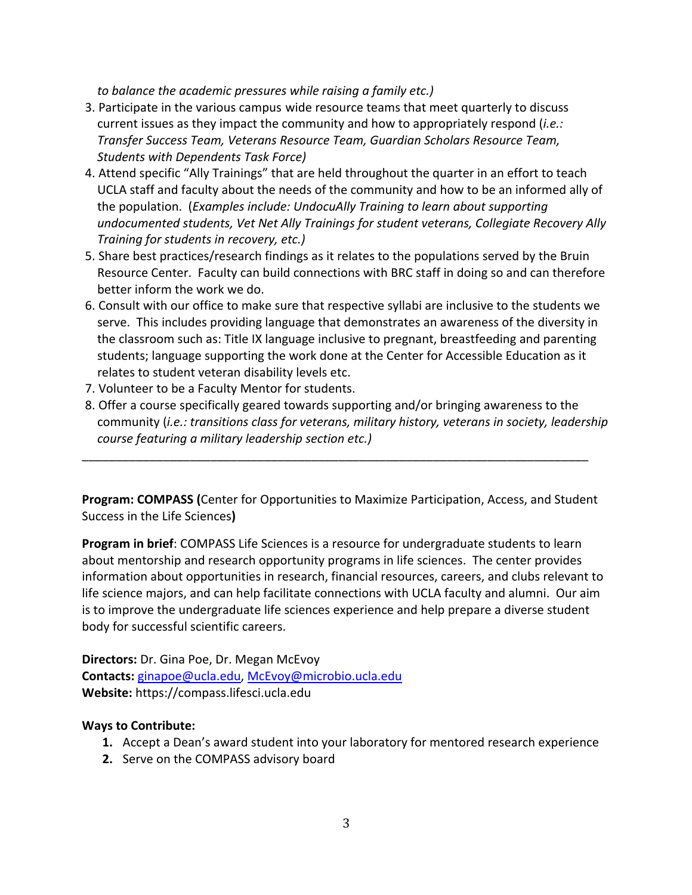*to balance the academic pressures while raising a family etc.)*

3. Participate in the various campus wide resource teams that meet quarterly to discuss current issues as they impact the community and how to appropriately respond (*i.e.: Transfer Success Team, Veterans Resource Team, Guardian Scholars Resource Team, Students with Dependents Task Force)*
4. Attend specific "Ally Trainings" that are held throughout the quarter in an effort to teach UCLA staff and faculty about the needs of the community and how to be an informed ally of the population. (*Examples include: UndocuAlly Training to learn about supporting undocumented students, Vet Net Ally Trainings for student veterans, Collegiate Recovery Ally Training for students in recovery, etc.)*
5. Share best practices/research findings as it relates to the populations served by the Bruin Resource Center. Faculty can build connections with BRC staff in doing so and can therefore better inform the work we do.
6. Consult with our office to make sure that respective syllabi are inclusive to the students we serve. This includes providing language that demonstrates an awareness of the diversity in the classroom such as: Title IX language inclusive to pregnant, breastfeeding and parenting students; language supporting the work done at the Center for Accessible Education as it relates to student veteran disability levels etc.
7. Volunteer to be a Faculty Mentor for students.
8. Offer a course specifically geared towards supporting and/or bringing awareness to the community (*i.e.: transitions class for veterans, military history, veterans in society, leadership course featuring a military leadership section etc.)*

---

**Program: COMPASS (**Center for Opportunities to Maximize Participation, Access, and Student Success in the Life Sciences**)**

**Program in brief**: COMPASS Life Sciences is a resource for undergraduate students to learn about mentorship and research opportunity programs in life sciences. The center provides information about opportunities in research, financial resources, careers, and clubs relevant to life science majors, and can help facilitate connections with UCLA faculty and alumni. Our aim is to improve the undergraduate life sciences experience and help prepare a diverse student body for successful scientific careers.

**Directors:** Dr. Gina Poe, Dr. Megan McEvoy
**Contacts:** ginapoe@ucla.edu, McEvoy@microbio.ucla.edu
**Website:** https://compass.lifesci.ucla.edu

**Ways to Contribute:**

1. Accept a Dean's award student into your laboratory for mentored research experience
2. Serve on the COMPASS advisory board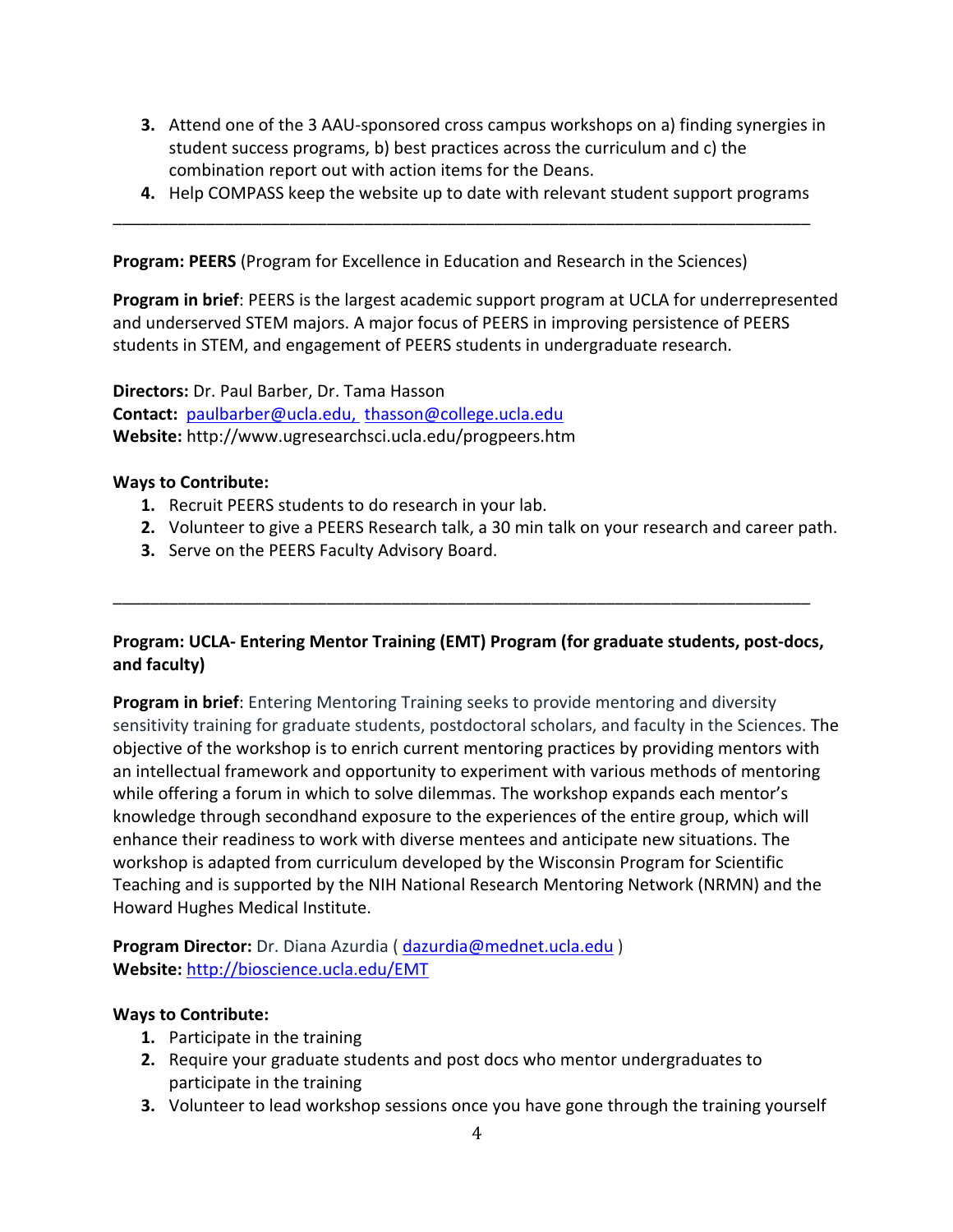3. Attend one of the 3 AAU-sponsored cross campus workshops on a) finding synergies in student success programs, b) best practices across the curriculum and c) the combination report out with action items for the Deans.
4. Help COMPASS keep the website up to date with relevant student support programs

---

**Program: PEERS** (Program for Excellence in Education and Research in the Sciences)

**Program in brief**: PEERS is the largest academic support program at UCLA for underrepresented and underserved STEM majors. A major focus of PEERS in improving persistence of PEERS students in STEM, and engagement of PEERS students in undergraduate research.

**Directors:** Dr. Paul Barber, Dr. Tama Hasson
**Contact:** paulbarber@ucla.edu, thasson@college.ucla.edu
**Website:** http://www.ugresearchsci.ucla.edu/progpeers.htm

**Ways to Contribute:**

1. Recruit PEERS students to do research in your lab.
2. Volunteer to give a PEERS Research talk, a 30 min talk on your research and career path.
3. Serve on the PEERS Faculty Advisory Board.

---

**Program: UCLA- Entering Mentor Training (EMT) Program (for graduate students, post-docs, and faculty)**

**Program in brief**: Entering Mentoring Training seeks to provide mentoring and diversity sensitivity training for graduate students, postdoctoral scholars, and faculty in the Sciences. The objective of the workshop is to enrich current mentoring practices by providing mentors with an intellectual framework and opportunity to experiment with various methods of mentoring while offering a forum in which to solve dilemmas. The workshop expands each mentor's knowledge through secondhand exposure to the experiences of the entire group, which will enhance their readiness to work with diverse mentees and anticipate new situations. The workshop is adapted from curriculum developed by the Wisconsin Program for Scientific Teaching and is supported by the NIH National Research Mentoring Network (NRMN) and the Howard Hughes Medical Institute.

**Program Director:** Dr. Diana Azurdia ( dazurdia@mednet.ucla.edu )
**Website:** http://bioscience.ucla.edu/EMT

**Ways to Contribute:**

1. Participate in the training
2. Require your graduate students and post docs who mentor undergraduates to participate in the training
3. Volunteer to lead workshop sessions once you have gone through the training yourself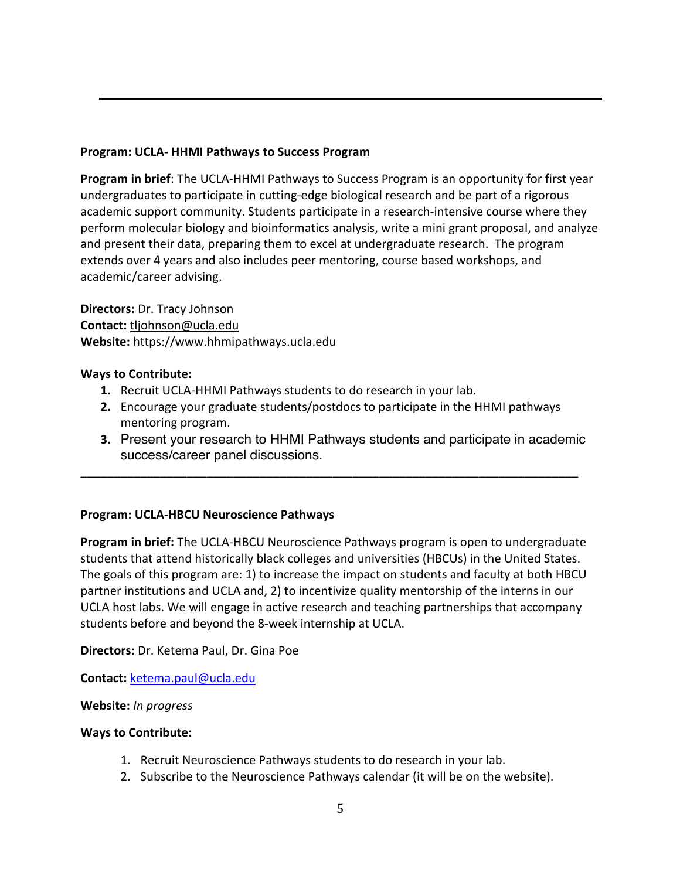---

**Program: UCLA- HHMI Pathways to Success Program**

**Program in brief**: The UCLA-HHMI Pathways to Success Program is an opportunity for first year undergraduates to participate in cutting-edge biological research and be part of a rigorous academic support community. Students participate in a research-intensive course where they perform molecular biology and bioinformatics analysis, write a mini grant proposal, and analyze and present their data, preparing them to excel at undergraduate research. The program extends over 4 years and also includes peer mentoring, course based workshops, and academic/career advising.

**Directors:** Dr. Tracy Johnson
**Contact:** tljohnson@ucla.edu
**Website:** https://www.hhmipathways.ucla.edu

**Ways to Contribute:**

1. Recruit UCLA-HHMI Pathways students to do research in your lab.
2. Encourage your graduate students/postdocs to participate in the HHMI pathways mentoring program.
3. Present your research to HHMI Pathways students and participate in academic success/career panel discussions.

---

**Program: UCLA-HBCU Neuroscience Pathways**

**Program in brief:** The UCLA-HBCU Neuroscience Pathways program is open to undergraduate students that attend historically black colleges and universities (HBCUs) in the United States. The goals of this program are: 1) to increase the impact on students and faculty at both HBCU partner institutions and UCLA and, 2) to incentivize quality mentorship of the interns in our UCLA host labs. We will engage in active research and teaching partnerships that accompany students before and beyond the 8-week internship at UCLA.

**Directors:** Dr. Ketema Paul, Dr. Gina Poe

**Contact:** ketema.paul@ucla.edu

**Website:** *In progress*

**Ways to Contribute:**

1. Recruit Neuroscience Pathways students to do research in your lab.
2. Subscribe to the Neuroscience Pathways calendar (it will be on the website).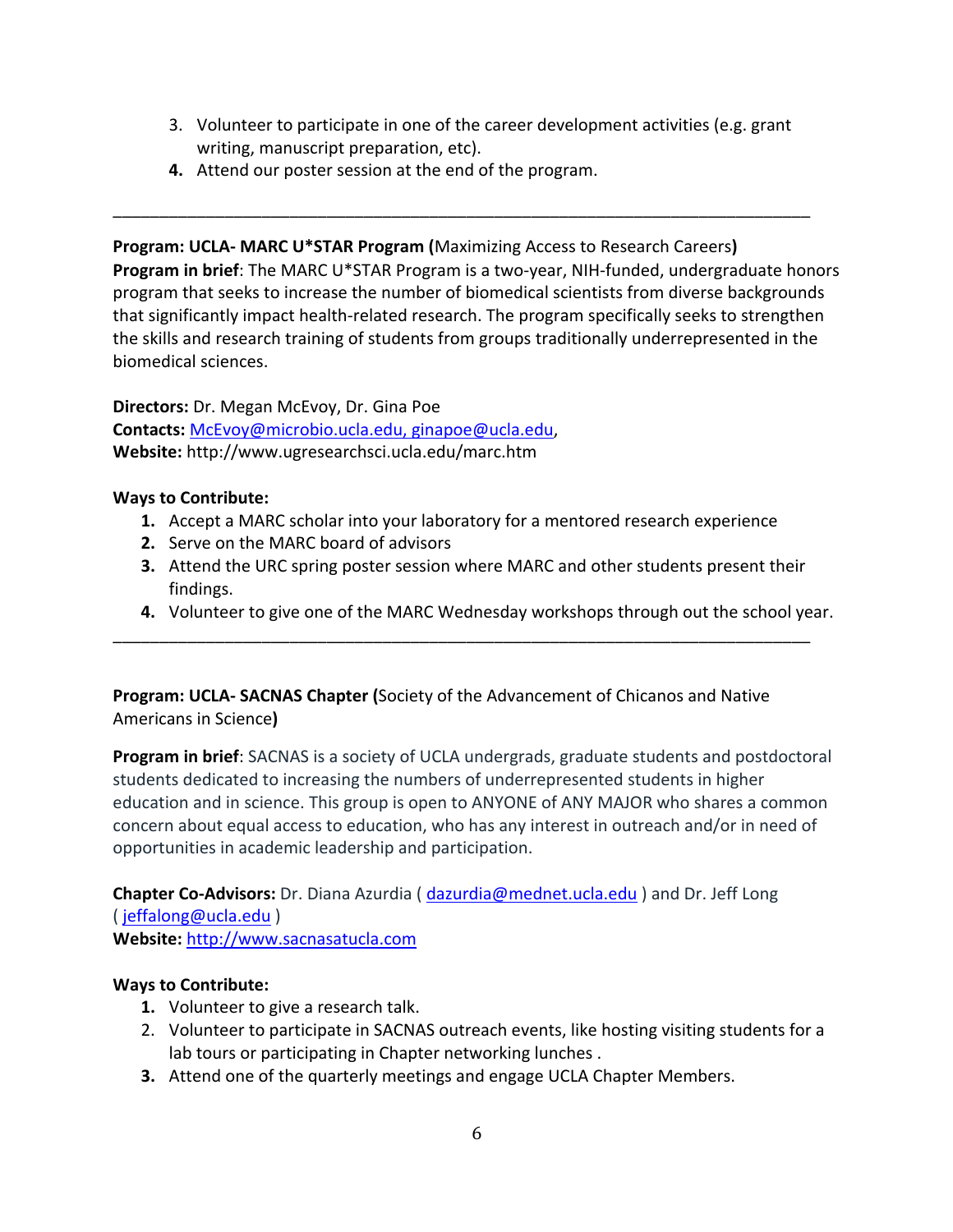3. Volunteer to participate in one of the career development activities (e.g. grant writing, manuscript preparation, etc).
4. Attend our poster session at the end of the program.

---

**Program: UCLA- MARC U*STAR Program (**Maximizing Access to Research Careers**)**
**Program in brief**: The MARC U*STAR Program is a two-year, NIH-funded, undergraduate honors program that seeks to increase the number of biomedical scientists from diverse backgrounds that significantly impact health-related research. The program specifically seeks to strengthen the skills and research training of students from groups traditionally underrepresented in the biomedical sciences.

**Directors:** Dr. Megan McEvoy, Dr. Gina Poe
**Contacts:** McEvoy@microbio.ucla.edu, ginapoe@ucla.edu,
**Website:** http://www.ugresearchsci.ucla.edu/marc.htm

**Ways to Contribute:**

1. Accept a MARC scholar into your laboratory for a mentored research experience
2. Serve on the MARC board of advisors
3. Attend the URC spring poster session where MARC and other students present their findings.
4. Volunteer to give one of the MARC Wednesday workshops through out the school year.

---

**Program: UCLA- SACNAS Chapter (**Society of the Advancement of Chicanos and Native Americans in Science**)**

**Program in brief**: SACNAS is a society of UCLA undergrads, graduate students and postdoctoral students dedicated to increasing the numbers of underrepresented students in higher education and in science. This group is open to ANYONE of ANY MAJOR who shares a common concern about equal access to education, who has any interest in outreach and/or in need of opportunities in academic leadership and participation.

**Chapter Co-Advisors:** Dr. Diana Azurdia ( dazurdia@mednet.ucla.edu ) and Dr. Jeff Long ( jeffalong@ucla.edu )
**Website:** http://www.sacnasatucla.com

**Ways to Contribute:**

1. Volunteer to give a research talk.
2. Volunteer to participate in SACNAS outreach events, like hosting visiting students for a lab tours or participating in Chapter networking lunches .
3. Attend one of the quarterly meetings and engage UCLA Chapter Members.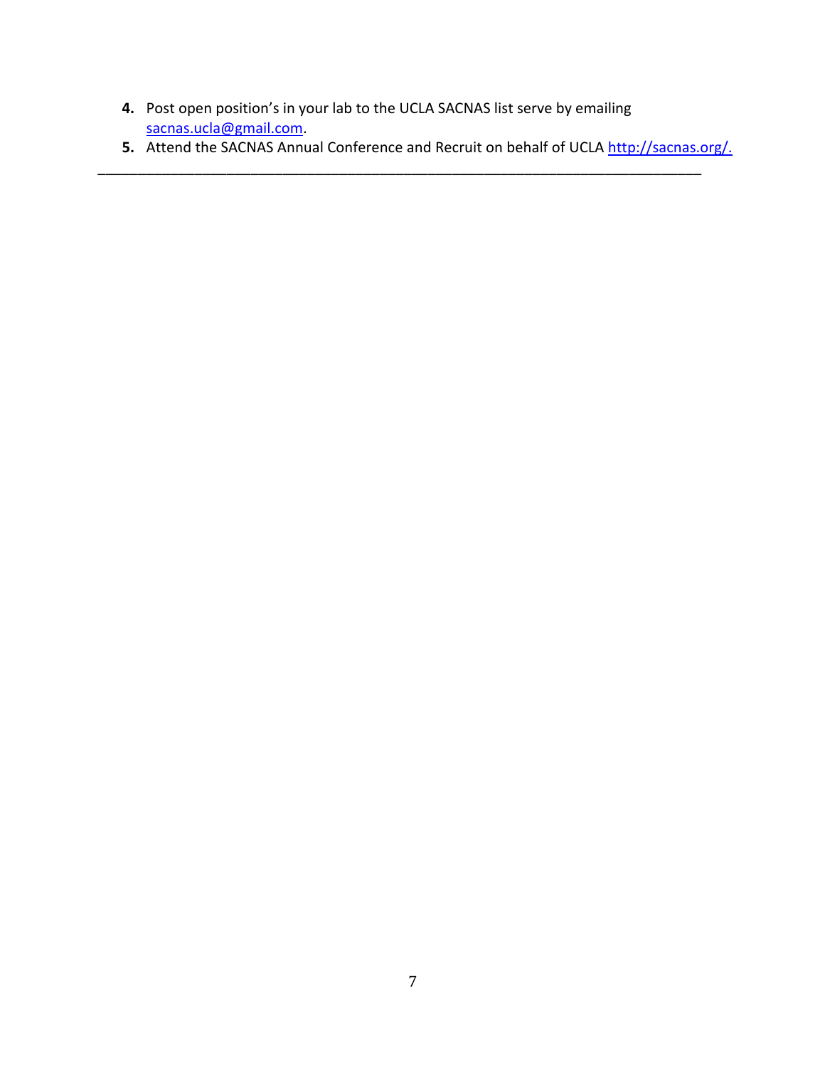4. Post open position's in your lab to the UCLA SACNAS list serve by emailing sacnas.ucla@gmail.com.
5. Attend the SACNAS Annual Conference and Recruit on behalf of UCLA http://sacnas.org/.

---